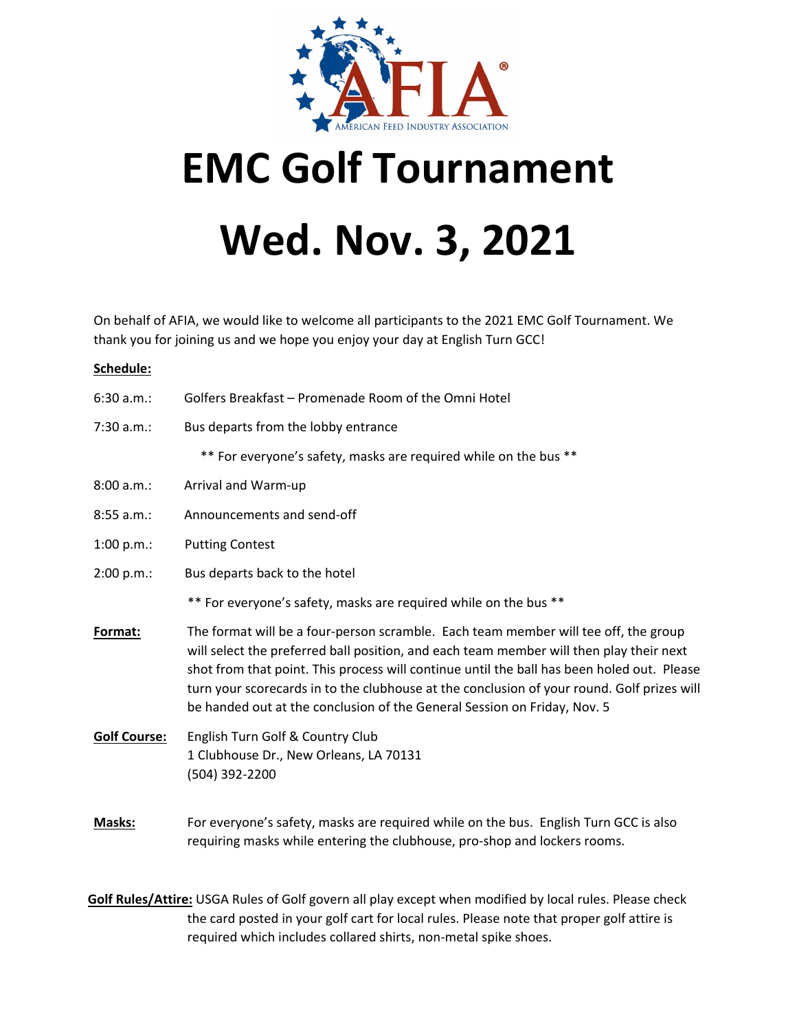AFIA®
AMERICAN FEED INDUSTRY ASSOCIATION

# EMC Golf Tournament

# Wed. Nov. 3, 2021

On behalf of AFIA, we would like to welcome all participants to the 2021 EMC Golf Tournament. We thank you for joining us and we hope you enjoy your day at English Turn GCC!

**Schedule:**

6:30 a.m.: Golfers Breakfast – Promenade Room of the Omni Hotel

7:30 a.m.: Bus departs from the lobby entrance

** For everyone's safety, masks are required while on the bus **

8:00 a.m.: Arrival and Warm-up

8:55 a.m.: Announcements and send-off

1:00 p.m.: Putting Contest

2:00 p.m.: Bus departs back to the hotel

** For everyone's safety, masks are required while on the bus **

**Format:** The format will be a four-person scramble. Each team member will tee off, the group will select the preferred ball position, and each team member will then play their next shot from that point. This process will continue until the ball has been holed out. Please turn your scorecards in to the clubhouse at the conclusion of your round. Golf prizes will be handed out at the conclusion of the General Session on Friday, Nov. 5

**Golf Course:** English Turn Golf & Country Club
1 Clubhouse Dr., New Orleans, LA 70131
(504) 392-2200

**Masks:** For everyone's safety, masks are required while on the bus. English Turn GCC is also requiring masks while entering the clubhouse, pro-shop and lockers rooms.

**Golf Rules/Attire:** USGA Rules of Golf govern all play except when modified by local rules. Please check the card posted in your golf cart for local rules. Please note that proper golf attire is required which includes collared shirts, non-metal spike shoes.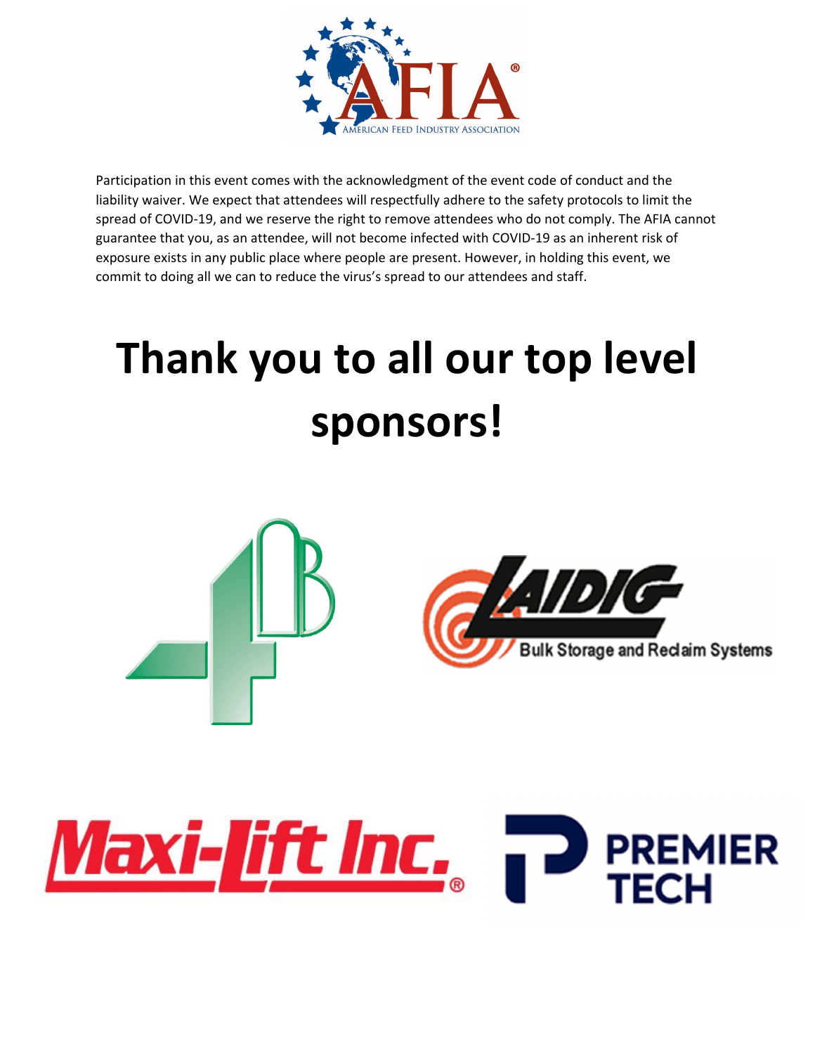Participation in this event comes with the acknowledgment of the event code of conduct and the liability waiver. We expect that attendees will respectfully adhere to the safety protocols to limit the spread of COVID-19, and we reserve the right to remove attendees who do not comply. The AFIA cannot guarantee that you, as an attendee, will not become infected with COVID-19 as an inherent risk of exposure exists in any public place where people are present. However, in holding this event, we commit to doing all we can to reduce the virus's spread to our attendees and staff.

# Thank you to all our top level sponsors!